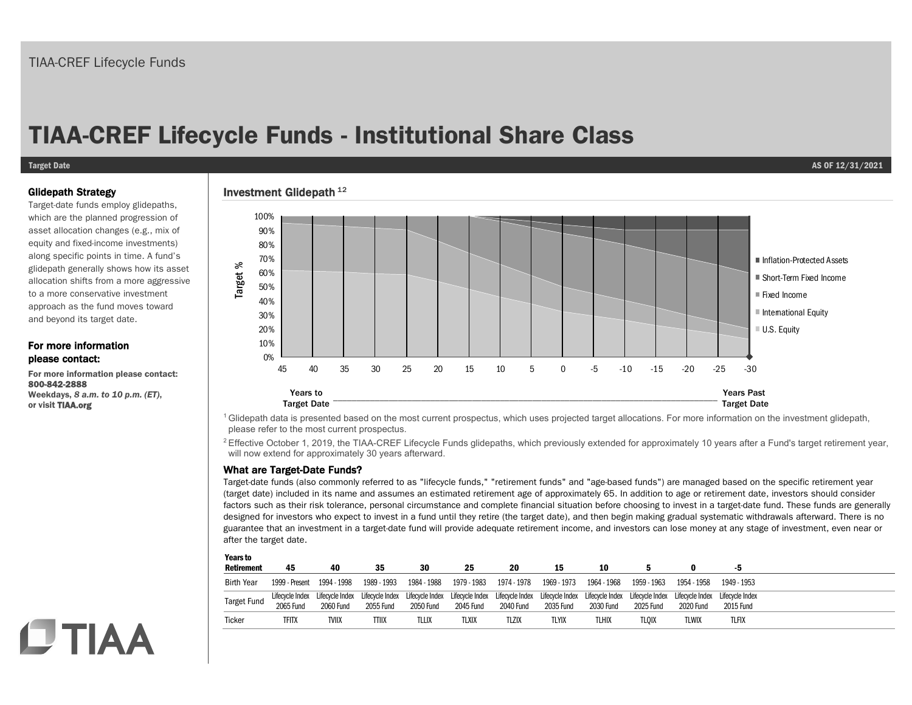TIAA-CREF Lifecycle Funds

# TIAA-CREF Lifecycle Funds - Institutional Share Class

**Target Date** **AS OF 12/31/2021**

### Glidepath Strategy

Target-date funds employ glidepaths, which are the planned progression of asset allocation changes (e.g., mix of equity and fixed-income investments) along specific points in time. A fund's glidepath generally shows how its asset allocation shifts from a more aggressive to a more conservative investment approach as the fund moves toward and beyond its target date.

### For more information please contact:

**For more information please contact:**
**800-842-2888**
**Weekdays, *8 a.m. to 10 p.m. (ET)*,**
**or visit TIAA.org**

### Investment Glidepath [1,2]

Target %: 100%, 90%, 80%, 70%, 60%, 50%, 40%, 30%, 20%, 10%, 0%

Years to Target Date: 45, 40, 35, 30, 25, 20, 15, 10, 5, 0, -5, -10, -15, -20, -25, -30 Years Past Target Date

- Inflation-Protected Assets
- Short-Term Fixed Income
- Fixed Income
- International Equity
- U.S. Equity

[1] Glidepath data is presented based on the most current prospectus, which uses projected target allocations. For more information on the investment glidepath, please refer to the most current prospectus.

[2] Effective October 1, 2019, the TIAA-CREF Lifecycle Funds glidepaths, which previously extended for approximately 10 years after a Fund's target retirement year, will now extend for approximately 30 years afterward.

### What are Target-Date Funds?

Target-date funds (also commonly referred to as "lifecycle funds," "retirement funds" and "age-based funds") are managed based on the specific retirement year (target date) included in its name and assumes an estimated retirement age of approximately 65. In addition to age or retirement date, investors should consider factors such as their risk tolerance, personal circumstance and complete financial situation before choosing to invest in a target-date fund. These funds are generally designed for investors who expect to invest in a fund until they retire (the target date), and then begin making gradual systematic withdrawals afterward. There is no guarantee that an investment in a target-date fund will provide adequate retirement income, and investors can lose money at any stage of investment, even near or after the target date.

| Years to Retirement | 45 | 40 | 35 | 30 | 25 | 20 | 15 | 10 | 5 | 0 | -5 |
|---|---|---|---|---|---|---|---|---|---|---|---|
| Birth Year | 1999 - Present | 1994 - 1998 | 1989 - 1993 | 1984 - 1988 | 1979 - 1983 | 1974 - 1978 | 1969 - 1973 | 1964 - 1968 | 1959 - 1963 | 1954 - 1958 | 1949 - 1953 |
| Target Fund | Lifecycle Index 2065 Fund | Lifecycle Index 2060 Fund | Lifecycle Index 2055 Fund | Lifecycle Index 2050 Fund | Lifecycle Index 2045 Fund | Lifecycle Index 2040 Fund | Lifecycle Index 2035 Fund | Lifecycle Index 2030 Fund | Lifecycle Index 2025 Fund | Lifecycle Index 2020 Fund | Lifecycle Index 2015 Fund |
| Ticker | TFITX | TVIIX | TTIIX | TLLIX | TLXIX | TLZIX | TLYIX | TLHIX | TLQIX | TLWIX | TLFIX |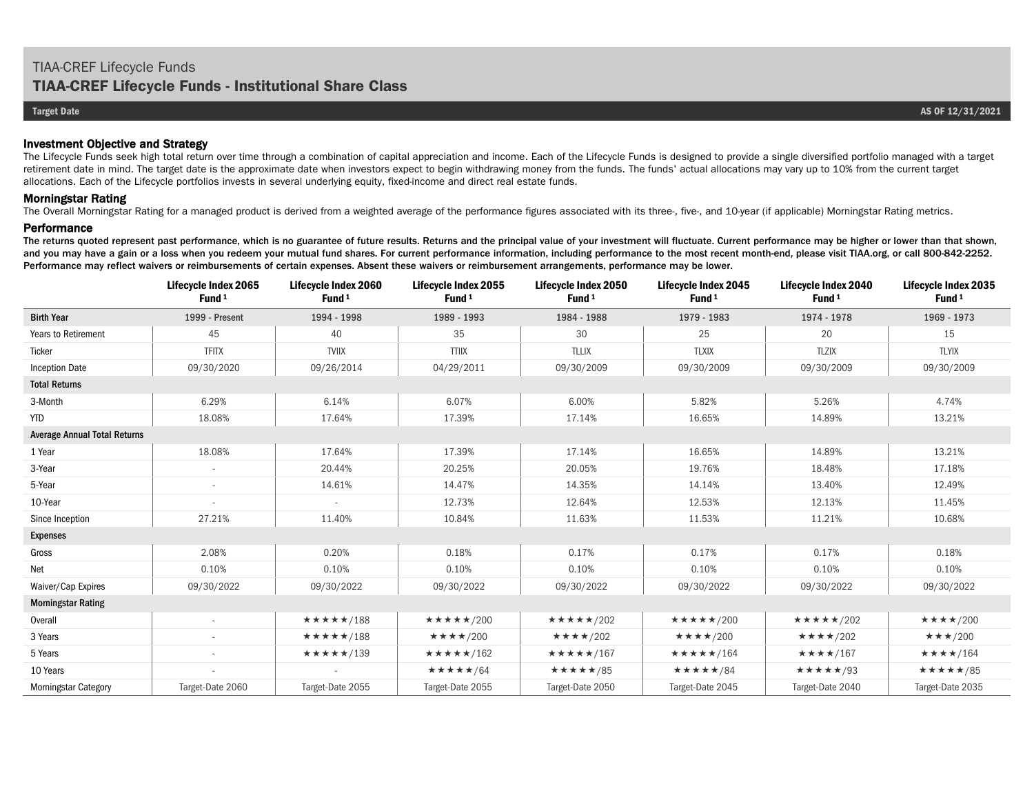# TIAA-CREF Lifecycle Funds

## TIAA-CREF Lifecycle Funds - Institutional Share Class

**Target Date** | **AS OF 12/31/2021**

### Investment Objective and Strategy

The Lifecycle Funds seek high total return over time through a combination of capital appreciation and income. Each of the Lifecycle Funds is designed to provide a single diversified portfolio managed with a target retirement date in mind. The target date is the approximate date when investors expect to begin withdrawing money from the funds. The funds' actual allocations may vary up to 10% from the current target allocations. Each of the Lifecycle portfolios invests in several underlying equity, fixed-income and direct real estate funds.

### Morningstar Rating

The Overall Morningstar Rating for a managed product is derived from a weighted average of the performance figures associated with its three-, five-, and 10-year (if applicable) Morningstar Rating metrics.

### Performance

**The returns quoted represent past performance, which is no guarantee of future results. Returns and the principal value of your investment will fluctuate. Current performance may be higher or lower than that shown, and you may have a gain or a loss when you redeem your mutual fund shares. For current performance information, including performance to the most recent month-end, please visit TIAA.org, or call 800-842-2252. Performance may reflect waivers or reimbursements of certain expenses. Absent these waivers or reimbursement arrangements, performance may be lower.**

| | Lifecycle Index 2065 Fund [1] | Lifecycle Index 2060 Fund [1] | Lifecycle Index 2055 Fund [1] | Lifecycle Index 2050 Fund [1] | Lifecycle Index 2045 Fund [1] | Lifecycle Index 2040 Fund [1] | Lifecycle Index 2035 Fund [1] |
|---|---|---|---|---|---|---|---|
| **Birth Year** | 1999 - Present | 1994 - 1998 | 1989 - 1993 | 1984 - 1988 | 1979 - 1983 | 1974 - 1978 | 1969 - 1973 |
| Years to Retirement | 45 | 40 | 35 | 30 | 25 | 20 | 15 |
| Ticker | TFITX | TVIIX | TTIIX | TLLIX | TLXIX | TLZIX | TLYIX |
| Inception Date | 09/30/2020 | 09/26/2014 | 04/29/2011 | 09/30/2009 | 09/30/2009 | 09/30/2009 | 09/30/2009 |
| **Total Returns** | | | | | | | |
| 3-Month | 6.29% | 6.14% | 6.07% | 6.00% | 5.82% | 5.26% | 4.74% |
| YTD | 18.08% | 17.64% | 17.39% | 17.14% | 16.65% | 14.89% | 13.21% |
| **Average Annual Total Returns** | | | | | | | |
| 1 Year | 18.08% | 17.64% | 17.39% | 17.14% | 16.65% | 14.89% | 13.21% |
| 3-Year | - | 20.44% | 20.25% | 20.05% | 19.76% | 18.48% | 17.18% |
| 5-Year | - | 14.61% | 14.47% | 14.35% | 14.14% | 13.40% | 12.49% |
| 10-Year | - | - | 12.73% | 12.64% | 12.53% | 12.13% | 11.45% |
| Since Inception | 27.21% | 11.40% | 10.84% | 11.63% | 11.53% | 11.21% | 10.68% |
| **Expenses** | | | | | | | |
| Gross | 2.08% | 0.20% | 0.18% | 0.17% | 0.17% | 0.17% | 0.18% |
| Net | 0.10% | 0.10% | 0.10% | 0.10% | 0.10% | 0.10% | 0.10% |
| Waiver/Cap Expires | 09/30/2022 | 09/30/2022 | 09/30/2022 | 09/30/2022 | 09/30/2022 | 09/30/2022 | 09/30/2022 |
| **Morningstar Rating** | | | | | | | |
| Overall | - | ★★★★★/188 | ★★★★★/200 | ★★★★★/202 | ★★★★★/200 | ★★★★★/202 | ★★★★/200 |
| 3 Years | - | ★★★★★/188 | ★★★★/200 | ★★★★/202 | ★★★★/200 | ★★★★/202 | ★★★/200 |
| 5 Years | - | ★★★★★/139 | ★★★★★/162 | ★★★★★/167 | ★★★★★/164 | ★★★★/167 | ★★★★/164 |
| 10 Years | - | - | ★★★★★/64 | ★★★★★/85 | ★★★★★/84 | ★★★★★/93 | ★★★★★/85 |
| Morningstar Category | Target-Date 2060 | Target-Date 2055 | Target-Date 2055 | Target-Date 2050 | Target-Date 2045 | Target-Date 2040 | Target-Date 2035 |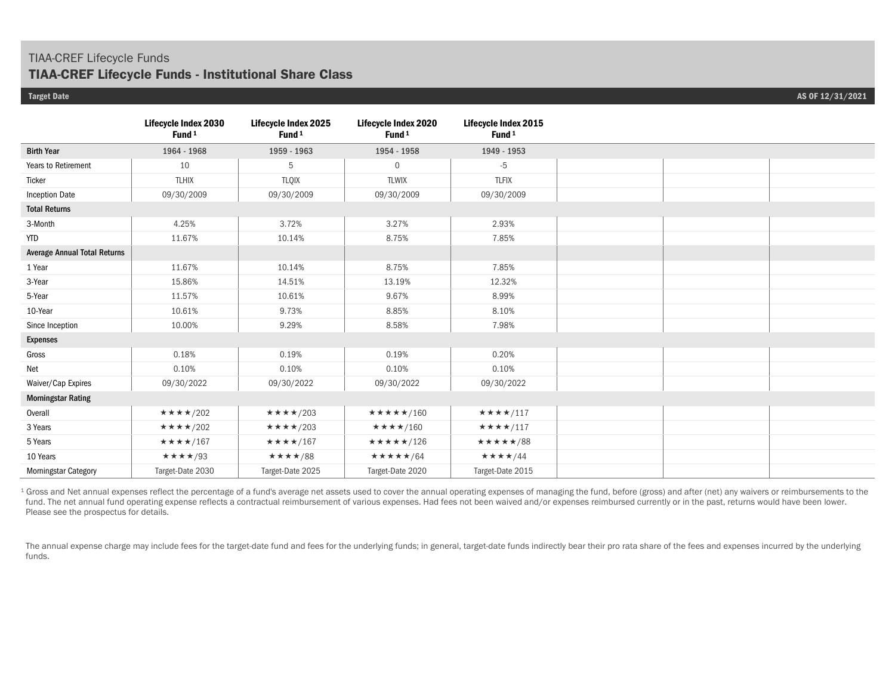TIAA-CREF Lifecycle Funds

## TIAA-CREF Lifecycle Funds - Institutional Share Class

**Target Date** AS OF 12/31/2021

| | Lifecycle Index 2030 Fund [1] | Lifecycle Index 2025 Fund [1] | Lifecycle Index 2020 Fund [1] | Lifecycle Index 2015 Fund [1] | | | |
|---|---|---|---|---|---|---|---|
| **Birth Year** | 1964 - 1968 | 1959 - 1963 | 1954 - 1958 | 1949 - 1953 | | | |
| Years to Retirement | 10 | 5 | 0 | -5 | | | |
| Ticker | TLHIX | TLQIX | TLWIX | TLFIX | | | |
| Inception Date | 09/30/2009 | 09/30/2009 | 09/30/2009 | 09/30/2009 | | | |
| **Total Returns** | | | | | | | |
| 3-Month | 4.25% | 3.72% | 3.27% | 2.93% | | | |
| YTD | 11.67% | 10.14% | 8.75% | 7.85% | | | |
| **Average Annual Total Returns** | | | | | | | |
| 1 Year | 11.67% | 10.14% | 8.75% | 7.85% | | | |
| 3-Year | 15.86% | 14.51% | 13.19% | 12.32% | | | |
| 5-Year | 11.57% | 10.61% | 9.67% | 8.99% | | | |
| 10-Year | 10.61% | 9.73% | 8.85% | 8.10% | | | |
| Since Inception | 10.00% | 9.29% | 8.58% | 7.98% | | | |
| **Expenses** | | | | | | | |
| Gross | 0.18% | 0.19% | 0.19% | 0.20% | | | |
| Net | 0.10% | 0.10% | 0.10% | 0.10% | | | |
| Waiver/Cap Expires | 09/30/2022 | 09/30/2022 | 09/30/2022 | 09/30/2022 | | | |
| **Morningstar Rating** | | | | | | | |
| Overall | ★★★★/202 | ★★★★/203 | ★★★★★/160 | ★★★★/117 | | | |
| 3 Years | ★★★★/202 | ★★★★/203 | ★★★★/160 | ★★★★/117 | | | |
| 5 Years | ★★★★/167 | ★★★★/167 | ★★★★★/126 | ★★★★★/88 | | | |
| 10 Years | ★★★★/93 | ★★★★/88 | ★★★★★/64 | ★★★★/44 | | | |
| Morningstar Category | Target-Date 2030 | Target-Date 2025 | Target-Date 2020 | Target-Date 2015 | | | |

[1] Gross and Net annual expenses reflect the percentage of a fund's average net assets used to cover the annual operating expenses of managing the fund, before (gross) and after (net) any waivers or reimbursements to the fund. The net annual fund operating expense reflects a contractual reimbursement of various expenses. Had fees not been waived and/or expenses reimbursed currently or in the past, returns would have been lower. Please see the prospectus for details.

The annual expense charge may include fees for the target-date fund and fees for the underlying funds; in general, target-date funds indirectly bear their pro rata share of the fees and expenses incurred by the underlying funds.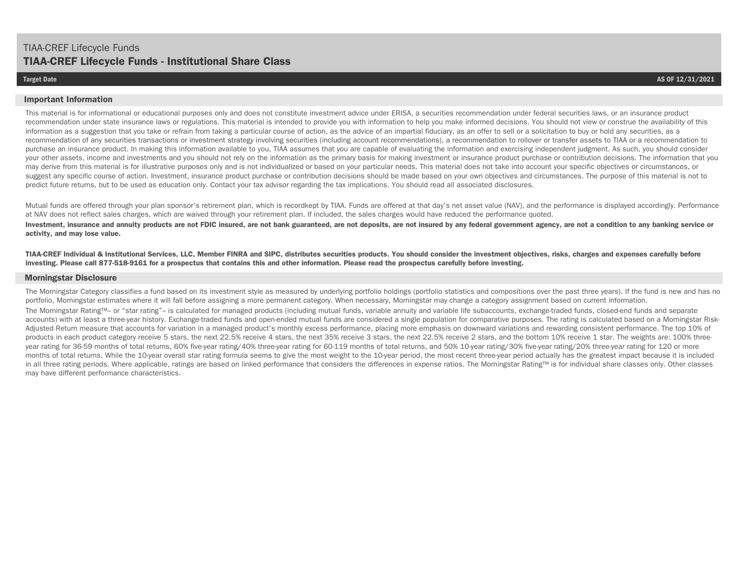# TIAA-CREF Lifecycle Funds

## TIAA-CREF Lifecycle Funds - Institutional Share Class

**Target Date** — **AS OF 12/31/2021**

### Important Information

This material is for informational or educational purposes only and does not constitute investment advice under ERISA, a securities recommendation under federal securities laws, or an insurance product recommendation under state insurance laws or regulations. This material is intended to provide you with information to help you make informed decisions. You should not view or construe the availability of this information as a suggestion that you take or refrain from taking a particular course of action, as the advice of an impartial fiduciary, as an offer to sell or a solicitation to buy or hold any securities, as a recommendation of any securities transactions or investment strategy involving securities (including account recommendations), a recommendation to rollover or transfer assets to TIAA or a recommendation to purchase an insurance product. In making this information available to you, TIAA assumes that you are capable of evaluating the information and exercising independent judgment. As such, you should consider your other assets, income and investments and you should not rely on the information as the primary basis for making investment or insurance product purchase or contribution decisions. The information that you may derive from this material is for illustrative purposes only and is not individualized or based on your particular needs. This material does not take into account your specific objectives or circumstances, or suggest any specific course of action. Investment, insurance product purchase or contribution decisions should be made based on your own objectives and circumstances. The purpose of this material is not to predict future returns, but to be used as education only. Contact your tax advisor regarding the tax implications. You should read all associated disclosures.

Mutual funds are offered through your plan sponsor's retirement plan, which is recordkept by TIAA. Funds are offered at that day's net asset value (NAV), and the performance is displayed accordingly. Performance at NAV does not reflect sales charges, which are waived through your retirement plan. If included, the sales charges would have reduced the performance quoted.

**Investment, insurance and annuity products are not FDIC insured, are not bank guaranteed, are not deposits, are not insured by any federal government agency, are not a condition to any banking service or activity, and may lose value.**

**TIAA-CREF Individual & Institutional Services, LLC, Member FINRA and SIPC, distributes securities products. You should consider the investment objectives, risks, charges and expenses carefully before investing. Please call 877-518-9161 for a prospectus that contains this and other information. Please read the prospectus carefully before investing.**

### Morningstar Disclosure

The Morningstar Category classifies a fund based on its investment style as measured by underlying portfolio holdings (portfolio statistics and compositions over the past three years). If the fund is new and has no portfolio, Morningstar estimates where it will fall before assigning a more permanent category. When necessary, Morningstar may change a category assignment based on current information.

The Morningstar Rating™– or "star rating"– is calculated for managed products (including mutual funds, variable annuity and variable life subaccounts, exchange-traded funds, closed-end funds and separate accounts) with at least a three-year history. Exchange-traded funds and open-ended mutual funds are considered a single population for comparative purposes. The rating is calculated based on a Morningstar Risk-Adjusted Return measure that accounts for variation in a managed product's monthly excess performance, placing more emphasis on downward variations and rewarding consistent performance. The top 10% of products in each product category receive 5 stars, the next 22.5% receive 4 stars, the next 35% receive 3 stars, the next 22.5% receive 2 stars, and the bottom 10% receive 1 star. The weights are: 100% three-year rating for 36-59 months of total returns, 60% five-year rating/40% three-year rating for 60-119 months of total returns, and 50% 10-year rating/30% five-year rating/20% three-year rating for 120 or more months of total returns. While the 10-year overall star rating formula seems to give the most weight to the 10-year period, the most recent three-year period actually has the greatest impact because it is included in all three rating periods. Where applicable, ratings are based on linked performance that considers the differences in expense ratios. The Morningstar Rating™ is for individual share classes only. Other classes may have different performance characteristics.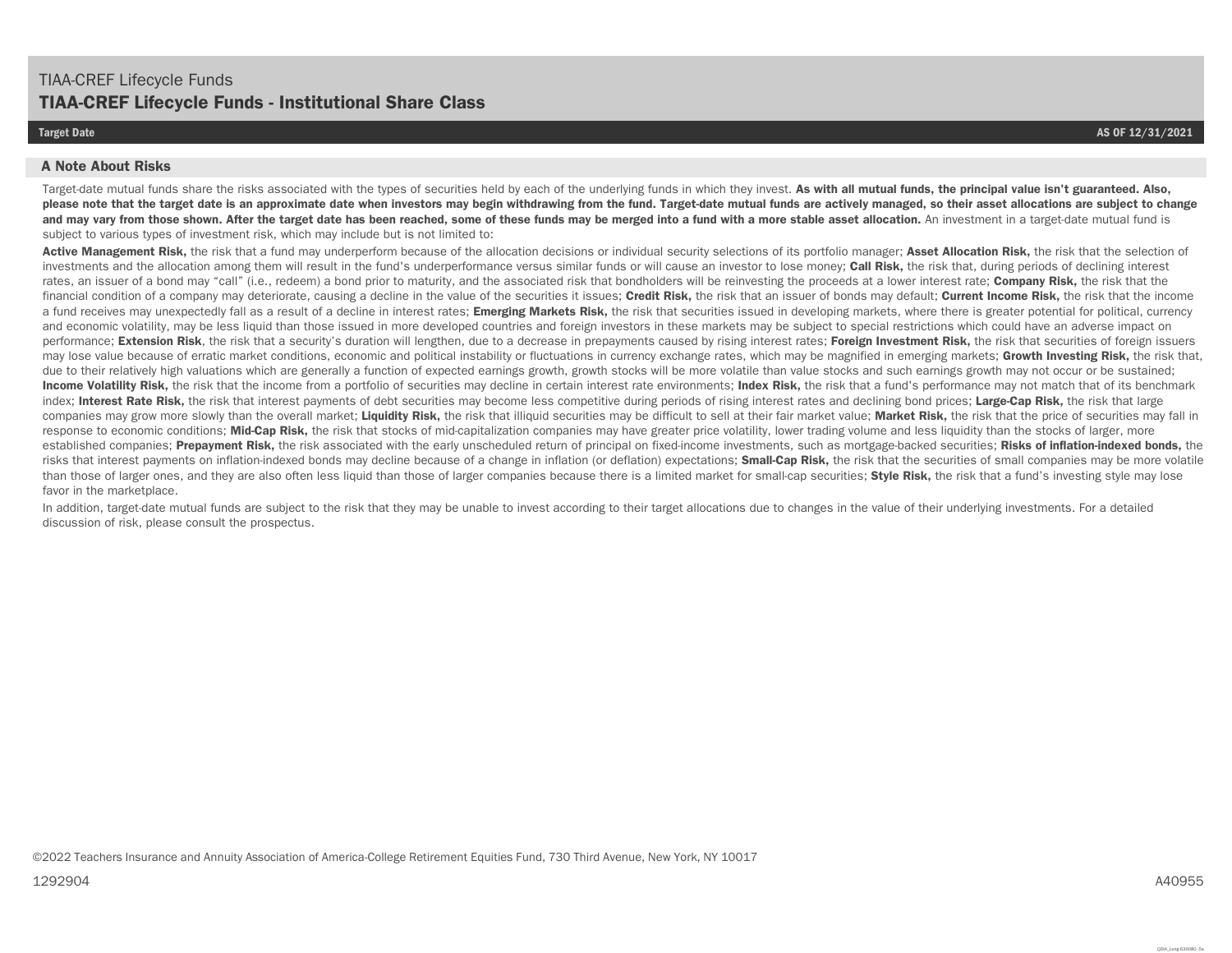TIAA-CREF Lifecycle Funds

# TIAA-CREF Lifecycle Funds - Institutional Share Class

**Target Date** **AS OF 12/31/2021**

## A Note About Risks

Target-date mutual funds share the risks associated with the types of securities held by each of the underlying funds in which they invest. **As with all mutual funds, the principal value isn't guaranteed. Also, please note that the target date is an approximate date when investors may begin withdrawing from the fund. Target-date mutual funds are actively managed, so their asset allocations are subject to change and may vary from those shown. After the target date has been reached, some of these funds may be merged into a fund with a more stable asset allocation.** An investment in a target-date mutual fund is subject to various types of investment risk, which may include but is not limited to:

**Active Management Risk,** the risk that a fund may underperform because of the allocation decisions or individual security selections of its portfolio manager; **Asset Allocation Risk,** the risk that the selection of investments and the allocation among them will result in the fund's underperformance versus similar funds or will cause an investor to lose money; **Call Risk,** the risk that, during periods of declining interest rates, an issuer of a bond may "call" (i.e., redeem) a bond prior to maturity, and the associated risk that bondholders will be reinvesting the proceeds at a lower interest rate; **Company Risk,** the risk that the financial condition of a company may deteriorate, causing a decline in the value of the securities it issues; **Credit Risk,** the risk that an issuer of bonds may default; **Current Income Risk,** the risk that the income a fund receives may unexpectedly fall as a result of a decline in interest rates; **Emerging Markets Risk,** the risk that securities issued in developing markets, where there is greater potential for political, currency and economic volatility, may be less liquid than those issued in more developed countries and foreign investors in these markets may be subject to special restrictions which could have an adverse impact on performance; **Extension Risk**, the risk that a security's duration will lengthen, due to a decrease in prepayments caused by rising interest rates; **Foreign Investment Risk,** the risk that securities of foreign issuers may lose value because of erratic market conditions, economic and political instability or fluctuations in currency exchange rates, which may be magnified in emerging markets; **Growth Investing Risk,** the risk that, due to their relatively high valuations which are generally a function of expected earnings growth, growth stocks will be more volatile than value stocks and such earnings growth may not occur or be sustained; **Income Volatility Risk,** the risk that the income from a portfolio of securities may decline in certain interest rate environments; **Index Risk,** the risk that a fund's performance may not match that of its benchmark index; **Interest Rate Risk,** the risk that interest payments of debt securities may become less competitive during periods of rising interest rates and declining bond prices; **Large-Cap Risk,** the risk that large companies may grow more slowly than the overall market; **Liquidity Risk,** the risk that illiquid securities may be difficult to sell at their fair market value; **Market Risk,** the risk that the price of securities may fall in response to economic conditions; **Mid-Cap Risk,** the risk that stocks of mid-capitalization companies may have greater price volatility, lower trading volume and less liquidity than the stocks of larger, more established companies; **Prepayment Risk,** the risk associated with the early unscheduled return of principal on fixed-income investments, such as mortgage-backed securities; **Risks of inflation-indexed bonds,** the risks that interest payments on inflation-indexed bonds may decline because of a change in inflation (or deflation) expectations; **Small-Cap Risk,** the risk that the securities of small companies may be more volatile than those of larger ones, and they are also often less liquid than those of larger companies because there is a limited market for small-cap securities; **Style Risk,** the risk that a fund's investing style may lose favor in the marketplace.

In addition, target-date mutual funds are subject to the risk that they may be unable to invest according to their target allocations due to changes in the value of their underlying investments. For a detailed discussion of risk, please consult the prospectus.

©2022 Teachers Insurance and Annuity Association of America-College Retirement Equities Fund, 730 Third Avenue, New York, NY 10017

1292904 A40955